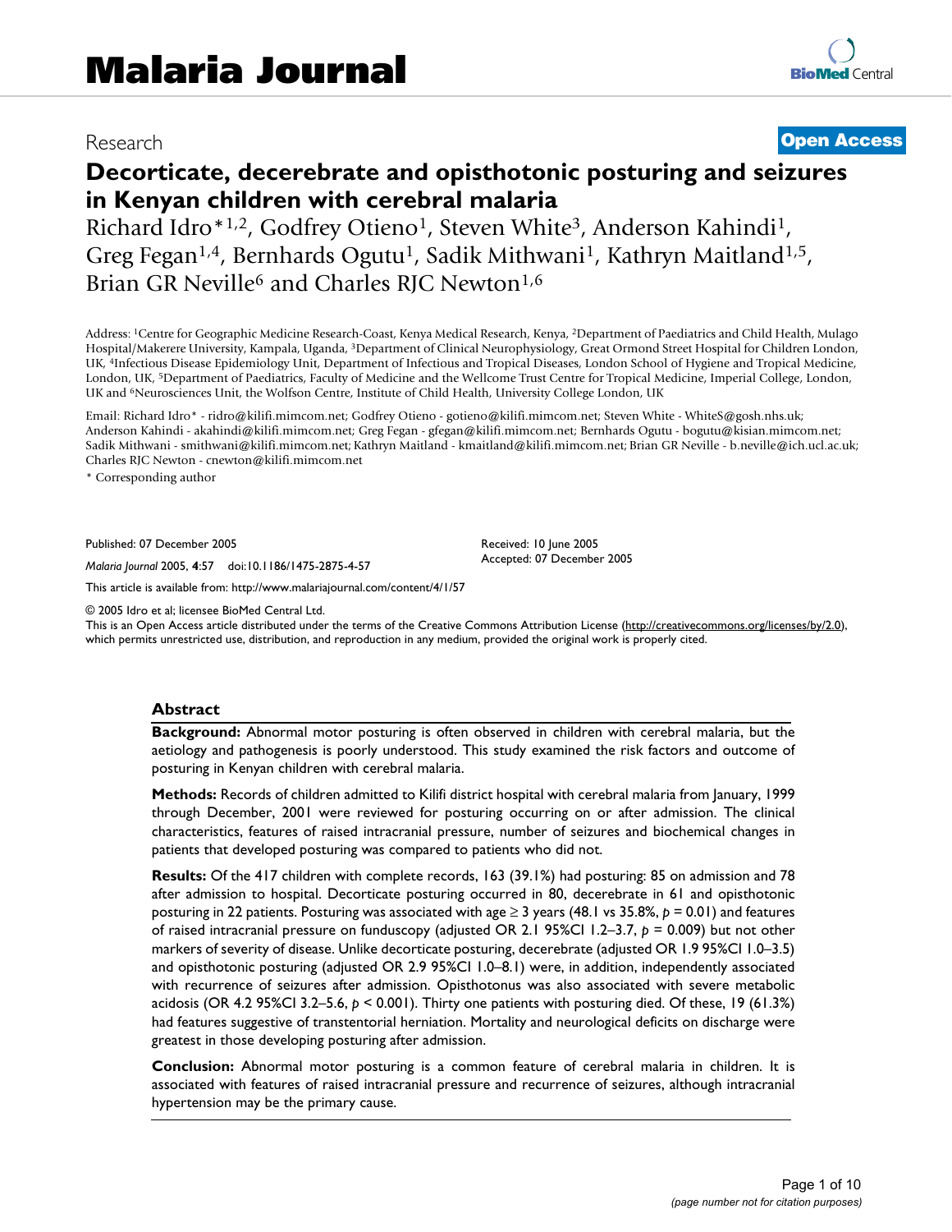# Malaria Journal

Research **Open Access**

# Decorticate, decerebrate and opisthotonic posturing and seizures in Kenyan children with cerebral malaria

Richard Idro*[1,2], Godfrey Otieno[1], Steven White[3], Anderson Kahindi[1], Greg Fegan[1,4], Bernhards Ogutu[1], Sadik Mithwani[1], Kathryn Maitland[1,5], Brian GR Neville[6] and Charles RJC Newton[1,6]

Address: [1]Centre for Geographic Medicine Research-Coast, Kenya Medical Research, Kenya, [2]Department of Paediatrics and Child Health, Mulago Hospital/Makerere University, Kampala, Uganda, [3]Department of Clinical Neurophysiology, Great Ormond Street Hospital for Children London, UK, [4]Infectious Disease Epidemiology Unit, Department of Infectious and Tropical Diseases, London School of Hygiene and Tropical Medicine, London, UK, [5]Department of Paediatrics, Faculty of Medicine and the Wellcome Trust Centre for Tropical Medicine, Imperial College, London, UK and [6]Neurosciences Unit, the Wolfson Centre, Institute of Child Health, University College London, UK

Email: Richard Idro* - ridro@kilifi.mimcom.net; Godfrey Otieno - gotieno@kilifi.mimcom.net; Steven White - WhiteS@gosh.nhs.uk; Anderson Kahindi - akahindi@kilifi.mimcom.net; Greg Fegan - gfegan@kilifi.mimcom.net; Bernhards Ogutu - bogutu@kisian.mimcom.net; Sadik Mithwani - smithwani@kilifi.mimcom.net; Kathryn Maitland - kmaitland@kilifi.mimcom.net; Brian GR Neville - b.neville@ich.ucl.ac.uk; Charles RJC Newton - cnewton@kilifi.mimcom.net

* Corresponding author

Published: 07 December 2005

*Malaria Journal* 2005, **4**:57 doi:10.1186/1475-2875-4-57

Received: 10 June 2005
Accepted: 07 December 2005

This article is available from: http://www.malariajournal.com/content/4/1/57

© 2005 Idro et al; licensee BioMed Central Ltd.
This is an Open Access article distributed under the terms of the Creative Commons Attribution License (http://creativecommons.org/licenses/by/2.0), which permits unrestricted use, distribution, and reproduction in any medium, provided the original work is properly cited.

## Abstract

**Background:** Abnormal motor posturing is often observed in children with cerebral malaria, but the aetiology and pathogenesis is poorly understood. This study examined the risk factors and outcome of posturing in Kenyan children with cerebral malaria.

**Methods:** Records of children admitted to Kilifi district hospital with cerebral malaria from January, 1999 through December, 2001 were reviewed for posturing occurring on or after admission. The clinical characteristics, features of raised intracranial pressure, number of seizures and biochemical changes in patients that developed posturing was compared to patients who did not.

**Results:** Of the 417 children with complete records, 163 (39.1%) had posturing: 85 on admission and 78 after admission to hospital. Decorticate posturing occurred in 80, decerebrate in 61 and opisthotonic posturing in 22 patients. Posturing was associated with age ≥ 3 years (48.1 vs 35.8%, *p* = 0.01) and features of raised intracranial pressure on funduscopy (adjusted OR 2.1 95%CI 1.2–3.7, *p* = 0.009) but not other markers of severity of disease. Unlike decorticate posturing, decerebrate (adjusted OR 1.9 95%CI 1.0–3.5) and opisthotonic posturing (adjusted OR 2.9 95%CI 1.0–8.1) were, in addition, independently associated with recurrence of seizures after admission. Opisthotonus was also associated with severe metabolic acidosis (OR 4.2 95%CI 3.2–5.6, *p* < 0.001). Thirty one patients with posturing died. Of these, 19 (61.3%) had features suggestive of transtentorial herniation. Mortality and neurological deficits on discharge were greatest in those developing posturing after admission.

**Conclusion:** Abnormal motor posturing is a common feature of cerebral malaria in children. It is associated with features of raised intracranial pressure and recurrence of seizures, although intracranial hypertension may be the primary cause.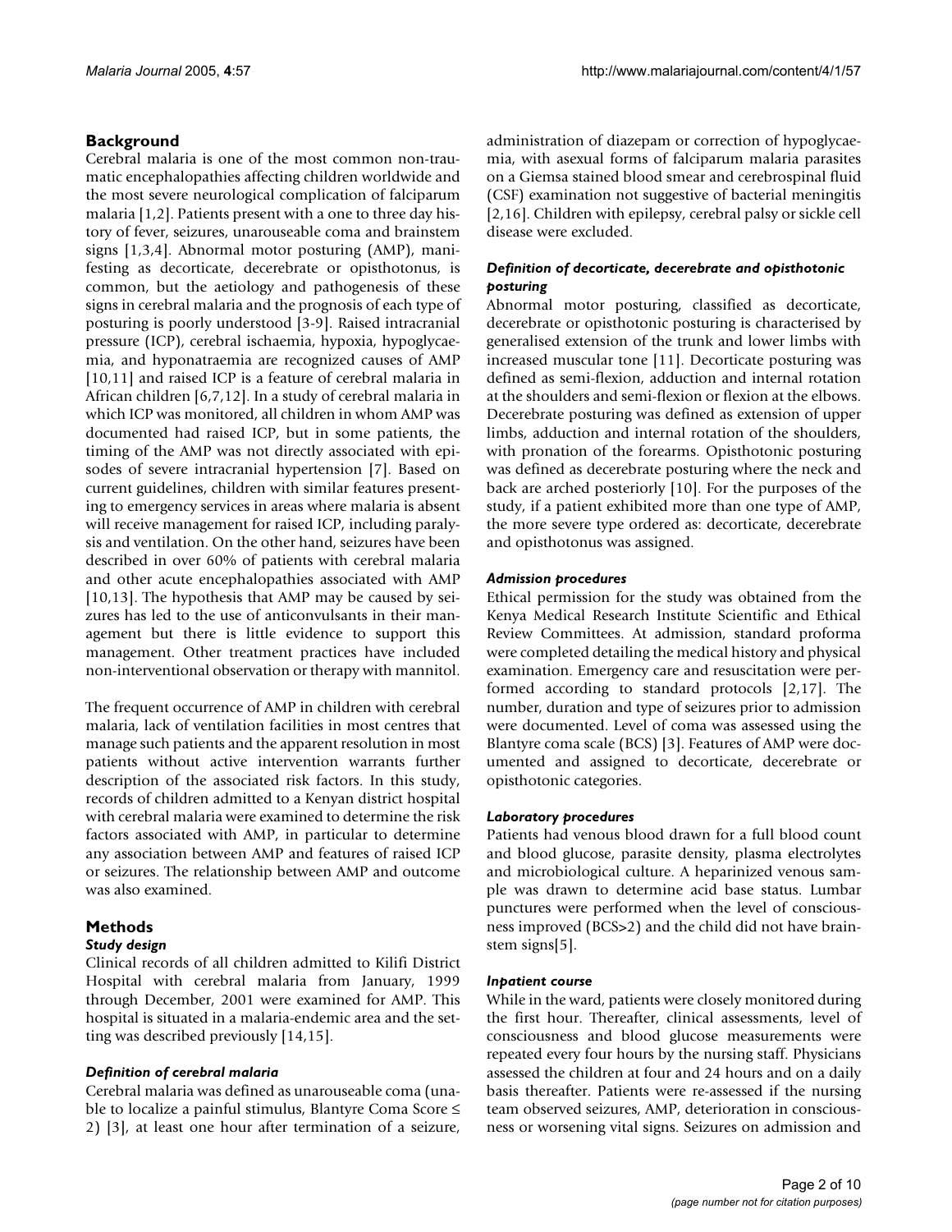## Background

Cerebral malaria is one of the most common non-traumatic encephalopathies affecting children worldwide and the most severe neurological complication of falciparum malaria [1,2]. Patients present with a one to three day history of fever, seizures, unarouseable coma and brainstem signs [1,3,4]. Abnormal motor posturing (AMP), manifesting as decorticate, decerebrate or opisthotonus, is common, but the aetiology and pathogenesis of these signs in cerebral malaria and the prognosis of each type of posturing is poorly understood [3-9]. Raised intracranial pressure (ICP), cerebral ischaemia, hypoxia, hypoglycaemia, and hyponatraemia are recognized causes of AMP [10,11] and raised ICP is a feature of cerebral malaria in African children [6,7,12]. In a study of cerebral malaria in which ICP was monitored, all children in whom AMP was documented had raised ICP, but in some patients, the timing of the AMP was not directly associated with episodes of severe intracranial hypertension [7]. Based on current guidelines, children with similar features presenting to emergency services in areas where malaria is absent will receive management for raised ICP, including paralysis and ventilation. On the other hand, seizures have been described in over 60% of patients with cerebral malaria and other acute encephalopathies associated with AMP [10,13]. The hypothesis that AMP may be caused by seizures has led to the use of anticonvulsants in their management but there is little evidence to support this management. Other treatment practices have included non-interventional observation or therapy with mannitol.

The frequent occurrence of AMP in children with cerebral malaria, lack of ventilation facilities in most centres that manage such patients and the apparent resolution in most patients without active intervention warrants further description of the associated risk factors. In this study, records of children admitted to a Kenyan district hospital with cerebral malaria were examined to determine the risk factors associated with AMP, in particular to determine any association between AMP and features of raised ICP or seizures. The relationship between AMP and outcome was also examined.

## Methods

### Study design

Clinical records of all children admitted to Kilifi District Hospital with cerebral malaria from January, 1999 through December, 2001 were examined for AMP. This hospital is situated in a malaria-endemic area and the setting was described previously [14,15].

### *Definition of cerebral malaria*

Cerebral malaria was defined as unarouseable coma (unable to localize a painful stimulus, Blantyre Coma Score ≤ 2) [3], at least one hour after termination of a seizure, administration of diazepam or correction of hypoglycaemia, with asexual forms of falciparum malaria parasites on a Giemsa stained blood smear and cerebrospinal fluid (CSF) examination not suggestive of bacterial meningitis [2,16]. Children with epilepsy, cerebral palsy or sickle cell disease were excluded.

### *Definition of decorticate, decerebrate and opisthotonic posturing*

Abnormal motor posturing, classified as decorticate, decerebrate or opisthotonic posturing is characterised by generalised extension of the trunk and lower limbs with increased muscular tone [11]. Decorticate posturing was defined as semi-flexion, adduction and internal rotation at the shoulders and semi-flexion or flexion at the elbows. Decerebrate posturing was defined as extension of upper limbs, adduction and internal rotation of the shoulders, with pronation of the forearms. Opisthotonic posturing was defined as decerebrate posturing where the neck and back are arched posteriorly [10]. For the purposes of the study, if a patient exhibited more than one type of AMP, the more severe type ordered as: decorticate, decerebrate and opisthotonus was assigned.

### *Admission procedures*

Ethical permission for the study was obtained from the Kenya Medical Research Institute Scientific and Ethical Review Committees. At admission, standard proforma were completed detailing the medical history and physical examination. Emergency care and resuscitation were performed according to standard protocols [2,17]. The number, duration and type of seizures prior to admission were documented. Level of coma was assessed using the Blantyre coma scale (BCS) [3]. Features of AMP were documented and assigned to decorticate, decerebrate or opisthotonic categories.

### *Laboratory procedures*

Patients had venous blood drawn for a full blood count and blood glucose, parasite density, plasma electrolytes and microbiological culture. A heparinized venous sample was drawn to determine acid base status. Lumbar punctures were performed when the level of consciousness improved (BCS>2) and the child did not have brainstem signs[5].

### *Inpatient course*

While in the ward, patients were closely monitored during the first hour. Thereafter, clinical assessments, level of consciousness and blood glucose measurements were repeated every four hours by the nursing staff. Physicians assessed the children at four and 24 hours and on a daily basis thereafter. Patients were re-assessed if the nursing team observed seizures, AMP, deterioration in consciousness or worsening vital signs. Seizures on admission and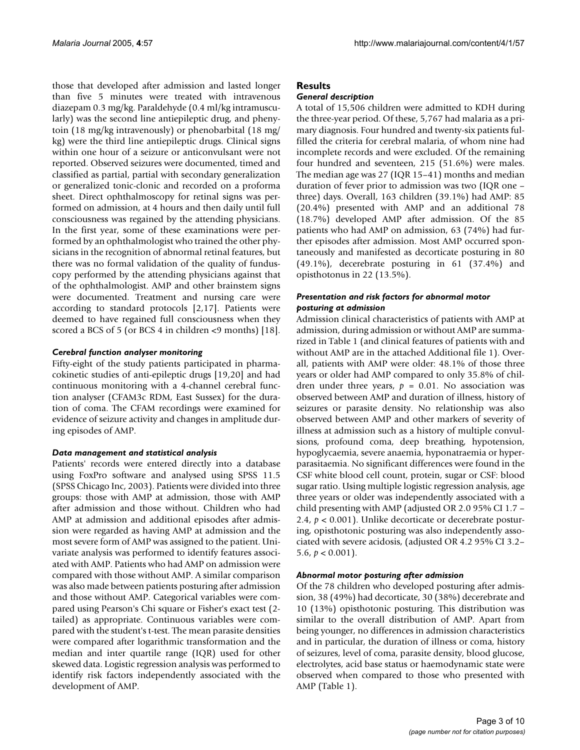those that developed after admission and lasted longer than five 5 minutes were treated with intravenous diazepam 0.3 mg/kg. Paraldehyde (0.4 ml/kg intramuscularly) was the second line antiepileptic drug, and phenytoin (18 mg/kg intravenously) or phenobarbital (18 mg/kg) were the third line antiepileptic drugs. Clinical signs within one hour of a seizure or anticonvulsant were not reported. Observed seizures were documented, timed and classified as partial, partial with secondary generalization or generalized tonic-clonic and recorded on a proforma sheet. Direct ophthalmoscopy for retinal signs was performed on admission, at 4 hours and then daily until full consciousness was regained by the attending physicians. In the first year, some of these examinations were performed by an ophthalmologist who trained the other physicians in the recognition of abnormal retinal features, but there was no formal validation of the quality of funduscopy performed by the attending physicians against that of the ophthalmologist. AMP and other brainstem signs were documented. Treatment and nursing care were according to standard protocols [2,17]. Patients were deemed to have regained full consciousness when they scored a BCS of 5 (or BCS 4 in children <9 months) [18].

### *Cerebral function analyser monitoring*

Fifty-eight of the study patients participated in pharmacokinetic studies of anti-epileptic drugs [19,20] and had continuous monitoring with a 4-channel cerebral function analyser (CFAM3c RDM, East Sussex) for the duration of coma. The CFAM recordings were examined for evidence of seizure activity and changes in amplitude during episodes of AMP.

### *Data management and statistical analysis*

Patients' records were entered directly into a database using FoxPro software and analysed using SPSS 11.5 (SPSS Chicago Inc, 2003). Patients were divided into three groups: those with AMP at admission, those with AMP after admission and those without. Children who had AMP at admission and additional episodes after admission were regarded as having AMP at admission and the most severe form of AMP was assigned to the patient. Univariate analysis was performed to identify features associated with AMP. Patients who had AMP on admission were compared with those without AMP. A similar comparison was also made between patients posturing after admission and those without AMP. Categorical variables were compared using Pearson's Chi square or Fisher's exact test (2-tailed) as appropriate. Continuous variables were compared with the student's t-test. The mean parasite densities were compared after logarithmic transformation and the median and inter quartile range (IQR) used for other skewed data. Logistic regression analysis was performed to identify risk factors independently associated with the development of AMP.

## Results

### *General description*

A total of 15,506 children were admitted to KDH during the three-year period. Of these, 5,767 had malaria as a primary diagnosis. Four hundred and twenty-six patients fulfilled the criteria for cerebral malaria, of whom nine had incomplete records and were excluded. Of the remaining four hundred and seventeen, 215 (51.6%) were males. The median age was 27 (IQR 15–41) months and median duration of fever prior to admission was two (IQR one – three) days. Overall, 163 children (39.1%) had AMP: 85 (20.4%) presented with AMP and an additional 78 (18.7%) developed AMP after admission. Of the 85 patients who had AMP on admission, 63 (74%) had further episodes after admission. Most AMP occurred spontaneously and manifested as decorticate posturing in 80 (49.1%), decerebrate posturing in 61 (37.4%) and opisthotonus in 22 (13.5%).

### *Presentation and risk factors for abnormal motor posturing at admission*

Admission clinical characteristics of patients with AMP at admission, during admission or without AMP are summarized in Table 1 (and clinical features of patients with and without AMP are in the attached Additional file 1). Overall, patients with AMP were older: 48.1% of those three years or older had AMP compared to only 35.8% of children under three years, $p = 0.01$. No association was observed between AMP and duration of illness, history of seizures or parasite density. No relationship was also observed between AMP and other markers of severity of illness at admission such as a history of multiple convulsions, profound coma, deep breathing, hypotension, hypoglycaemia, severe anaemia, hyponatraemia or hyperparasitaemia. No significant differences were found in the CSF white blood cell count, protein, sugar or CSF: blood sugar ratio. Using multiple logistic regression analysis, age three years or older was independently associated with a child presenting with AMP (adjusted OR 2.0 95% CI 1.7 – 2.4, $p < 0.001$). Unlike decorticate or decerebrate posturing, opisthotonic posturing was also independently associated with severe acidosis, (adjusted OR 4.2 95% CI 3.2–5.6, $p < 0.001$).

### *Abnormal motor posturing after admission*

Of the 78 children who developed posturing after admission, 38 (49%) had decorticate, 30 (38%) decerebrate and 10 (13%) opisthotonic posturing. This distribution was similar to the overall distribution of AMP. Apart from being younger, no differences in admission characteristics and in particular, the duration of illness or coma, history of seizures, level of coma, parasite density, blood glucose, electrolytes, acid base status or haemodynamic state were observed when compared to those who presented with AMP (Table 1).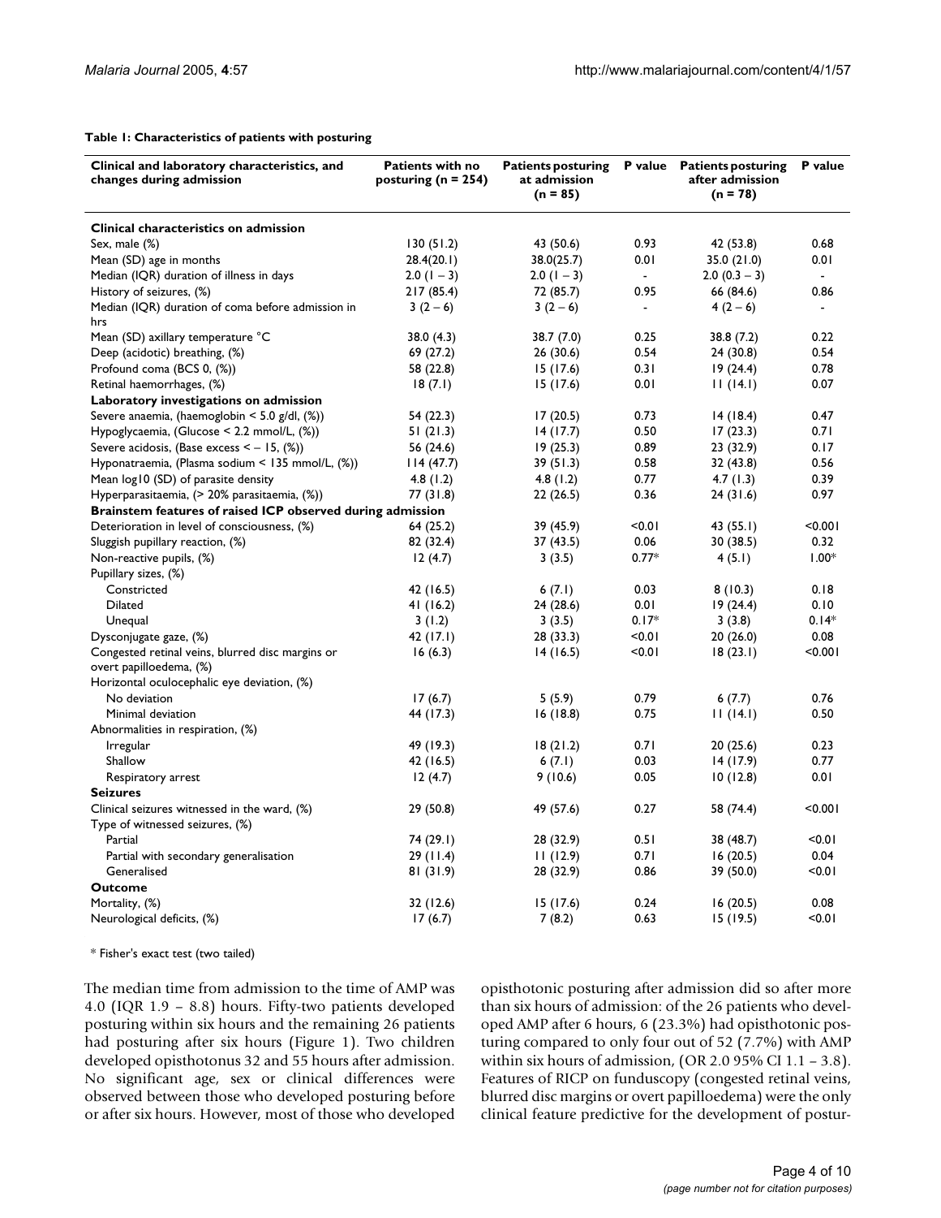**Table 1: Characteristics of patients with posturing**

| Clinical and laboratory characteristics, and changes during admission | Patients with no posturing (n = 254) | Patients posturing at admission (n = 85) | P value | Patients posturing after admission (n = 78) | P value |
|---|---|---|---|---|---|
| **Clinical characteristics on admission** | | | | | |
| Sex, male (%) | 130 (51.2) | 43 (50.6) | 0.93 | 42 (53.8) | 0.68 |
| Mean (SD) age in months | 28.4(20.1) | 38.0(25.7) | 0.01 | 35.0 (21.0) | 0.01 |
| Median (IQR) duration of illness in days | 2.0 (1 – 3) | 2.0 (1 – 3) | - | 2.0 (0.3 – 3) | - |
| History of seizures, (%) | 217 (85.4) | 72 (85.7) | 0.95 | 66 (84.6) | 0.86 |
| Median (IQR) duration of coma before admission in hrs | 3 (2 – 6) | 3 (2 – 6) | - | 4 (2 – 6) | - |
| Mean (SD) axillary temperature °C | 38.0 (4.3) | 38.7 (7.0) | 0.25 | 38.8 (7.2) | 0.22 |
| Deep (acidotic) breathing, (%) | 69 (27.2) | 26 (30.6) | 0.54 | 24 (30.8) | 0.54 |
| Profound coma (BCS 0, (%)) | 58 (22.8) | 15 (17.6) | 0.31 | 19 (24.4) | 0.78 |
| Retinal haemorrhages, (%) | 18 (7.1) | 15 (17.6) | 0.01 | 11 (14.1) | 0.07 |
| **Laboratory investigations on admission** | | | | | |
| Severe anaemia, (haemoglobin < 5.0 g/dl, (%)) | 54 (22.3) | 17 (20.5) | 0.73 | 14 (18.4) | 0.47 |
| Hypoglycaemia, (Glucose < 2.2 mmol/L, (%)) | 51 (21.3) | 14 (17.7) | 0.50 | 17 (23.3) | 0.71 |
| Severe acidosis, (Base excess < – 15, (%)) | 56 (24.6) | 19 (25.3) | 0.89 | 23 (32.9) | 0.17 |
| Hyponatraemia, (Plasma sodium < 135 mmol/L, (%)) | 114 (47.7) | 39 (51.3) | 0.58 | 32 (43.8) | 0.56 |
| Mean log10 (SD) of parasite density | 4.8 (1.2) | 4.8 (1.2) | 0.77 | 4.7 (1.3) | 0.39 |
| Hyperparasitaemia, (> 20% parasitaemia, (%)) | 77 (31.8) | 22 (26.5) | 0.36 | 24 (31.6) | 0.97 |
| **Brainstem features of raised ICP observed during admission** | | | | | |
| Deterioration in level of consciousness, (%) | 64 (25.2) | 39 (45.9) | <0.01 | 43 (55.1) | <0.001 |
| Sluggish pupillary reaction, (%) | 82 (32.4) | 37 (43.5) | 0.06 | 30 (38.5) | 0.32 |
| Non-reactive pupils, (%) | 12 (4.7) | 3 (3.5) | 0.77* | 4 (5.1) | 1.00* |
| Pupillary sizes, (%) | | | | | |
| Constricted | 42 (16.5) | 6 (7.1) | 0.03 | 8 (10.3) | 0.18 |
| Dilated | 41 (16.2) | 24 (28.6) | 0.01 | 19 (24.4) | 0.10 |
| Unequal | 3 (1.2) | 3 (3.5) | 0.17* | 3 (3.8) | 0.14* |
| Dysconjugate gaze, (%) | 42 (17.1) | 28 (33.3) | <0.01 | 20 (26.0) | 0.08 |
| Congested retinal veins, blurred disc margins or overt papilloedema, (%) | 16 (6.3) | 14 (16.5) | <0.01 | 18 (23.1) | <0.001 |
| Horizontal oculocephalic eye deviation, (%) | | | | | |
| No deviation | 17 (6.7) | 5 (5.9) | 0.79 | 6 (7.7) | 0.76 |
| Minimal deviation | 44 (17.3) | 16 (18.8) | 0.75 | 11 (14.1) | 0.50 |
| Abnormalities in respiration, (%) | | | | | |
| Irregular | 49 (19.3) | 18 (21.2) | 0.71 | 20 (25.6) | 0.23 |
| Shallow | 42 (16.5) | 6 (7.1) | 0.03 | 14 (17.9) | 0.77 |
| Respiratory arrest | 12 (4.7) | 9 (10.6) | 0.05 | 10 (12.8) | 0.01 |
| **Seizures** | | | | | |
| Clinical seizures witnessed in the ward, (%) | 29 (50.8) | 49 (57.6) | 0.27 | 58 (74.4) | <0.001 |
| Type of witnessed seizures, (%) | | | | | |
| Partial | 74 (29.1) | 28 (32.9) | 0.51 | 38 (48.7) | <0.01 |
| Partial with secondary generalisation | 29 (11.4) | 11 (12.9) | 0.71 | 16 (20.5) | 0.04 |
| Generalised | 81 (31.9) | 28 (32.9) | 0.86 | 39 (50.0) | <0.01 |
| **Outcome** | | | | | |
| Mortality, (%) | 32 (12.6) | 15 (17.6) | 0.24 | 16 (20.5) | 0.08 |
| Neurological deficits, (%) | 17 (6.7) | 7 (8.2) | 0.63 | 15 (19.5) | <0.01 |

* Fisher's exact test (two tailed)

The median time from admission to the time of AMP was 4.0 (IQR 1.9 – 8.8) hours. Fifty-two patients developed posturing within six hours and the remaining 26 patients had posturing after six hours (Figure 1). Two children developed opisthotonus 32 and 55 hours after admission. No significant age, sex or clinical differences were observed between those who developed posturing before or after six hours. However, most of those who developed opisthotonic posturing after admission did so after more than six hours of admission: of the 26 patients who developed AMP after 6 hours, 6 (23.3%) had opisthotonic posturing compared to only four out of 52 (7.7%) with AMP within six hours of admission, (OR 2.0 95% CI 1.1 – 3.8). Features of RICP on funduscopy (congested retinal veins, blurred disc margins or overt papilloedema) were the only clinical feature predictive for the development of postur-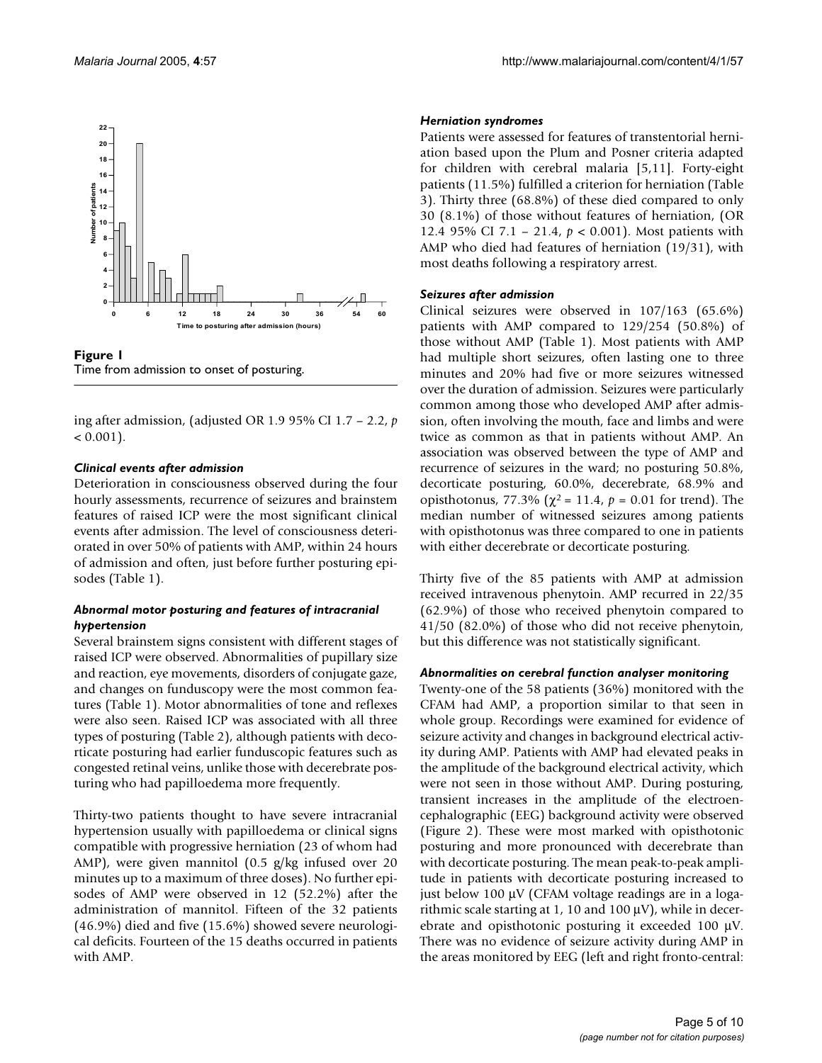Figure 1
Time from admission to onset of posturing.

ing after admission, (adjusted OR 1.9 95% CI 1.7 – 2.2, $p < 0.001$).

### *Clinical events after admission*

Deterioration in consciousness observed during the four hourly assessments, recurrence of seizures and brainstem features of raised ICP were the most significant clinical events after admission. The level of consciousness deteriorated in over 50% of patients with AMP, within 24 hours of admission and often, just before further posturing episodes (Table 1).

### *Abnormal motor posturing and features of intracranial hypertension*

Several brainstem signs consistent with different stages of raised ICP were observed. Abnormalities of pupillary size and reaction, eye movements, disorders of conjugate gaze, and changes on funduscopy were the most common features (Table 1). Motor abnormalities of tone and reflexes were also seen. Raised ICP was associated with all three types of posturing (Table 2), although patients with decorticate posturing had earlier funduscopic features such as congested retinal veins, unlike those with decerebrate posturing who had papilloedema more frequently.

Thirty-two patients thought to have severe intracranial hypertension usually with papilloedema or clinical signs compatible with progressive herniation (23 of whom had AMP), were given mannitol (0.5 g/kg infused over 20 minutes up to a maximum of three doses). No further episodes of AMP were observed in 12 (52.2%) after the administration of mannitol. Fifteen of the 32 patients (46.9%) died and five (15.6%) showed severe neurological deficits. Fourteen of the 15 deaths occurred in patients with AMP.

### *Herniation syndromes*

Patients were assessed for features of transtentorial herniation based upon the Plum and Posner criteria adapted for children with cerebral malaria [5,11]. Forty-eight patients (11.5%) fulfilled a criterion for herniation (Table 3). Thirty three (68.8%) of these died compared to only 30 (8.1%) of those without features of herniation, (OR 12.4 95% CI 7.1 – 21.4, $p < 0.001$). Most patients with AMP who died had features of herniation (19/31), with most deaths following a respiratory arrest.

### *Seizures after admission*

Clinical seizures were observed in 107/163 (65.6%) patients with AMP compared to 129/254 (50.8%) of those without AMP (Table 1). Most patients with AMP had multiple short seizures, often lasting one to three minutes and 20% had five or more seizures witnessed over the duration of admission. Seizures were particularly common among those who developed AMP after admission, often involving the mouth, face and limbs and were twice as common as that in patients without AMP. An association was observed between the type of AMP and recurrence of seizures in the ward; no posturing 50.8%, decorticate posturing, 60.0%, decerebrate, 68.9% and opisthotonus, 77.3% ($\chi^2 = 11.4$, $p = 0.01$ for trend). The median number of witnessed seizures among patients with opisthotonus was three compared to one in patients with either decerebrate or decorticate posturing.

Thirty five of the 85 patients with AMP at admission received intravenous phenytoin. AMP recurred in 22/35 (62.9%) of those who received phenytoin compared to 41/50 (82.0%) of those who did not receive phenytoin, but this difference was not statistically significant.

### *Abnormalities on cerebral function analyser monitoring*

Twenty-one of the 58 patients (36%) monitored with the CFAM had AMP, a proportion similar to that seen in whole group. Recordings were examined for evidence of seizure activity and changes in background electrical activity during AMP. Patients with AMP had elevated peaks in the amplitude of the background electrical activity, which were not seen in those without AMP. During posturing, transient increases in the amplitude of the electroencephalographic (EEG) background activity were observed (Figure 2). These were most marked with opisthotonic posturing and more pronounced with decerebrate than with decorticate posturing. The mean peak-to-peak amplitude in patients with decorticate posturing increased to just below 100 μV (CFAM voltage readings are in a logarithmic scale starting at 1, 10 and 100 μV), while in decerebrate and opisthotonic posturing it exceeded 100 μV. There was no evidence of seizure activity during AMP in the areas monitored by EEG (left and right fronto-central: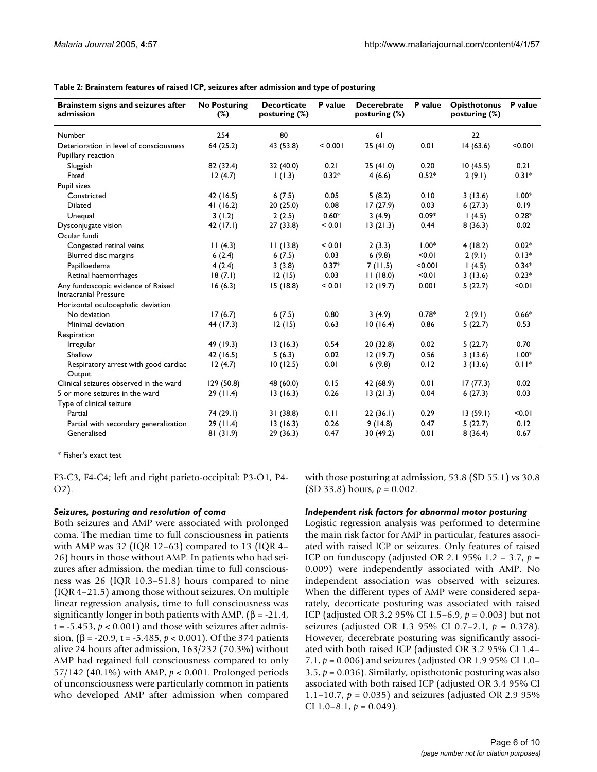**Table 2: Brainstem features of raised ICP, seizures after admission and type of posturing**

| Brainstem signs and seizures after admission | No Posturing (%) | Decorticate posturing (%) | P value | Decerebrate posturing (%) | P value | Opisthotonus posturing (%) | P value |
|---|---|---|---|---|---|---|---|
| Number | 254 | 80 | | 61 | | 22 | |
| Deterioration in level of consciousness | 64 (25.2) | 43 (53.8) | < 0.001 | 25 (41.0) | 0.01 | 14 (63.6) | <0.001 |
| Pupillary reaction | | | | | | | |
| Sluggish | 82 (32.4) | 32 (40.0) | 0.21 | 25 (41.0) | 0.20 | 10 (45.5) | 0.21 |
| Fixed | 12 (4.7) | 1 (1.3) | 0.32* | 4 (6.6) | 0.52* | 2 (9.1) | 0.31* |
| Pupil sizes | | | | | | | |
| Constricted | 42 (16.5) | 6 (7.5) | 0.05 | 5 (8.2) | 0.10 | 3 (13.6) | 1.00* |
| Dilated | 41 (16.2) | 20 (25.0) | 0.08 | 17 (27.9) | 0.03 | 6 (27.3) | 0.19 |
| Unequal | 3 (1.2) | 2 (2.5) | 0.60* | 3 (4.9) | 0.09* | 1 (4.5) | 0.28* |
| Dysconjugate vision | 42 (17.1) | 27 (33.8) | < 0.01 | 13 (21.3) | 0.44 | 8 (36.3) | 0.02 |
| Ocular fundi | | | | | | | |
| Congested retinal veins | 11 (4.3) | 11 (13.8) | < 0.01 | 2 (3.3) | 1.00* | 4 (18.2) | 0.02* |
| Blurred disc margins | 6 (2.4) | 6 (7.5) | 0.03 | 6 (9.8) | <0.01 | 2 (9.1) | 0.13* |
| Papilloedema | 4 (2.4) | 3 (3.8) | 0.37* | 7 (11.5) | <0.001 | 1 (4.5) | 0.34* |
| Retinal haemorrhages | 18 (7.1) | 12 (15) | 0.03 | 11 (18.0) | <0.01 | 3 (13.6) | 0.23* |
| Any fundoscopic evidence of Raised Intracranial Pressure | 16 (6.3) | 15 (18.8) | < 0.01 | 12 (19.7) | 0.001 | 5 (22.7) | <0.01 |
| Horizontal oculocephalic deviation | | | | | | | |
| No deviation | 17 (6.7) | 6 (7.5) | 0.80 | 3 (4.9) | 0.78* | 2 (9.1) | 0.66* |
| Minimal deviation | 44 (17.3) | 12 (15) | 0.63 | 10 (16.4) | 0.86 | 5 (22.7) | 0.53 |
| Respiration | | | | | | | |
| Irregular | 49 (19.3) | 13 (16.3) | 0.54 | 20 (32.8) | 0.02 | 5 (22.7) | 0.70 |
| Shallow | 42 (16.5) | 5 (6.3) | 0.02 | 12 (19.7) | 0.56 | 3 (13.6) | 1.00* |
| Respiratory arrest with good cardiac Output | 12 (4.7) | 10 (12.5) | 0.01 | 6 (9.8) | 0.12 | 3 (13.6) | 0.11* |
| Clinical seizures observed in the ward | 129 (50.8) | 48 (60.0) | 0.15 | 42 (68.9) | 0.01 | 17 (77.3) | 0.02 |
| 5 or more seizures in the ward | 29 (11.4) | 13 (16.3) | 0.26 | 13 (21.3) | 0.04 | 6 (27.3) | 0.03 |
| Type of clinical seizure | | | | | | | |
| Partial | 74 (29.1) | 31 (38.8) | 0.11 | 22 (36.1) | 0.29 | 13 (59.1) | <0.01 |
| Partial with secondary generalization | 29 (11.4) | 13 (16.3) | 0.26 | 9 (14.8) | 0.47 | 5 (22.7) | 0.12 |
| Generalised | 81 (31.9) | 29 (36.3) | 0.47 | 30 (49.2) | 0.01 | 8 (36.4) | 0.67 |

\* Fisher's exact test

F3-C3, F4-C4; left and right parieto-occipital: P3-O1, P4-O2).

### *Seizures, posturing and resolution of coma*

Both seizures and AMP were associated with prolonged coma. The median time to full consciousness in patients with AMP was 32 (IQR 12–63) compared to 13 (IQR 4–26) hours in those without AMP. In patients who had seizures after admission, the median time to full consciousness was 26 (IQR 10.3–51.8) hours compared to nine (IQR 4–21.5) among those without seizures. On multiple linear regression analysis, time to full consciousness was significantly longer in both patients with AMP, ($\beta$ = -21.4, t = -5.453, $p < 0.001$) and those with seizures after admission, ($\beta$ = -20.9, t = -5.485, $p < 0.001$). Of the 374 patients alive 24 hours after admission, 163/232 (70.3%) without AMP had regained full consciousness compared to only 57/142 (40.1%) with AMP, $p < 0.001$. Prolonged periods of unconsciousness were particularly common in patients who developed AMP after admission when compared with those posturing at admission, 53.8 (SD 55.1) vs 30.8 (SD 33.8) hours, $p = 0.002$.

### *Independent risk factors for abnormal motor posturing*

Logistic regression analysis was performed to determine the main risk factor for AMP in particular, features associated with raised ICP or seizures. Only features of raised ICP on funduscopy (adjusted OR 2.1 95% 1.2 – 3.7, $p = 0.009$) were independently associated with AMP. No independent association was observed with seizures. When the different types of AMP were considered separately, decorticate posturing was associated with raised ICP (adjusted OR 3.2 95% CI 1.5–6.9, $p = 0.003$) but not seizures (adjusted OR 1.3 95% CI 0.7–2.1, $p = 0.378$). However, decerebrate posturing was significantly associated with both raised ICP (adjusted OR 3.2 95% CI 1.4–7.1, $p = 0.006$) and seizures (adjusted OR 1.9 95% CI 1.0–3.5, $p = 0.036$). Similarly, opisthotonic posturing was also associated with both raised ICP (adjusted OR 3.4 95% CI 1.1–10.7, $p = 0.035$) and seizures (adjusted OR 2.9 95% CI 1.0–8.1, $p = 0.049$).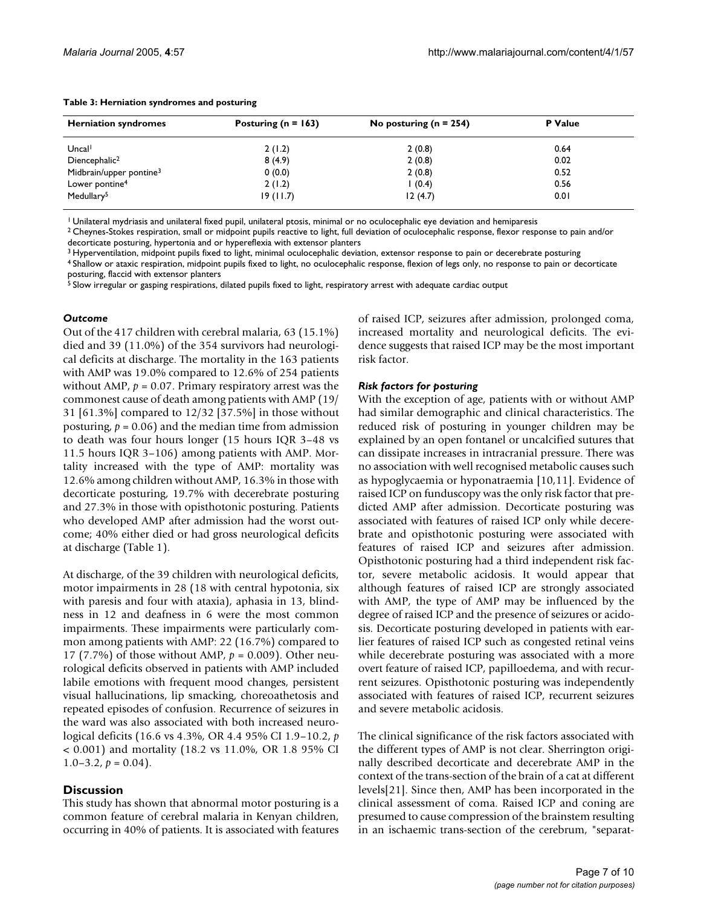**Table 3: Herniation syndromes and posturing**

| Herniation syndromes | Posturing (n = 163) | No posturing (n = 254) | P Value |
|---|---|---|---|
| Uncal[1] | 2 (1.2) | 2 (0.8) | 0.64 |
| Diencephalic[2] | 8 (4.9) | 2 (0.8) | 0.02 |
| Midbrain/upper pontine[3] | 0 (0.0) | 2 (0.8) | 0.52 |
| Lower pontine[4] | 2 (1.2) | 1 (0.4) | 0.56 |
| Medullary[5] | 19 (11.7) | 12 (4.7) | 0.01 |

[1] Unilateral mydriasis and unilateral fixed pupil, unilateral ptosis, minimal or no oculocephalic eye deviation and hemiparesis

[2] Cheynes-Stokes respiration, small or midpoint pupils reactive to light, full deviation of oculocephalic response, flexor response to pain and/or decorticate posturing, hypertonia and or hypereflexia with extensor planters

[3] Hyperventilation, midpoint pupils fixed to light, minimal oculocephalic deviation, extensor response to pain or decerebrate posturing

[4] Shallow or ataxic respiration, midpoint pupils fixed to light, no oculocephalic response, flexion of legs only, no response to pain or decorticate posturing, flaccid with extensor planters

[5] Slow irregular or gasping respirations, dilated pupils fixed to light, respiratory arrest with adequate cardiac output

### *Outcome*

Out of the 417 children with cerebral malaria, 63 (15.1%) died and 39 (11.0%) of the 354 survivors had neurological deficits at discharge. The mortality in the 163 patients with AMP was 19.0% compared to 12.6% of 254 patients without AMP, $p = 0.07$. Primary respiratory arrest was the commonest cause of death among patients with AMP (19/31 [61.3%] compared to 12/32 [37.5%] in those without posturing, $p = 0.06$) and the median time from admission to death was four hours longer (15 hours IQR 3–48 vs 11.5 hours IQR 3–106) among patients with AMP. Mortality increased with the type of AMP: mortality was 12.6% among children without AMP, 16.3% in those with decorticate posturing, 19.7% with decerebrate posturing and 27.3% in those with opisthotonic posturing. Patients who developed AMP after admission had the worst outcome; 40% either died or had gross neurological deficits at discharge (Table 1).

At discharge, of the 39 children with neurological deficits, motor impairments in 28 (18 with central hypotonia, six with paresis and four with ataxia), aphasia in 13, blindness in 12 and deafness in 6 were the most common impairments. These impairments were particularly common among patients with AMP: 22 (16.7%) compared to 17 (7.7%) of those without AMP, $p = 0.009$). Other neurological deficits observed in patients with AMP included labile emotions with frequent mood changes, persistent visual hallucinations, lip smacking, choreoathetosis and repeated episodes of confusion. Recurrence of seizures in the ward was also associated with both increased neurological deficits (16.6 vs 4.3%, OR 4.4 95% CI 1.9–10.2, $p < 0.001$) and mortality (18.2 vs 11.0%, OR 1.8 95% CI 1.0–3.2, $p = 0.04$).

## Discussion

This study has shown that abnormal motor posturing is a common feature of cerebral malaria in Kenyan children, occurring in 40% of patients. It is associated with features of raised ICP, seizures after admission, prolonged coma, increased mortality and neurological deficits. The evidence suggests that raised ICP may be the most important risk factor.

### *Risk factors for posturing*

With the exception of age, patients with or without AMP had similar demographic and clinical characteristics. The reduced risk of posturing in younger children may be explained by an open fontanel or uncalcified sutures that can dissipate increases in intracranial pressure. There was no association with well recognised metabolic causes such as hypoglycaemia or hyponatraemia [10,11]. Evidence of raised ICP on funduscopy was the only risk factor that predicted AMP after admission. Decorticate posturing was associated with features of raised ICP only while decerebrate and opisthotonic posturing were associated with features of raised ICP and seizures after admission. Opisthotonic posturing had a third independent risk factor, severe metabolic acidosis. It would appear that although features of raised ICP are strongly associated with AMP, the type of AMP may be influenced by the degree of raised ICP and the presence of seizures or acidosis. Decorticate posturing developed in patients with earlier features of raised ICP such as congested retinal veins while decerebrate posturing was associated with a more overt feature of raised ICP, papilloedema, and with recurrent seizures. Opisthotonic posturing was independently associated with features of raised ICP, recurrent seizures and severe metabolic acidosis.

The clinical significance of the risk factors associated with the different types of AMP is not clear. Sherrington originally described decorticate and decerebrate AMP in the context of the trans-section of the brain of a cat at different levels[21]. Since then, AMP has been incorporated in the clinical assessment of coma. Raised ICP and coning are presumed to cause compression of the brainstem resulting in an ischaemic trans-section of the cerebrum, "separat-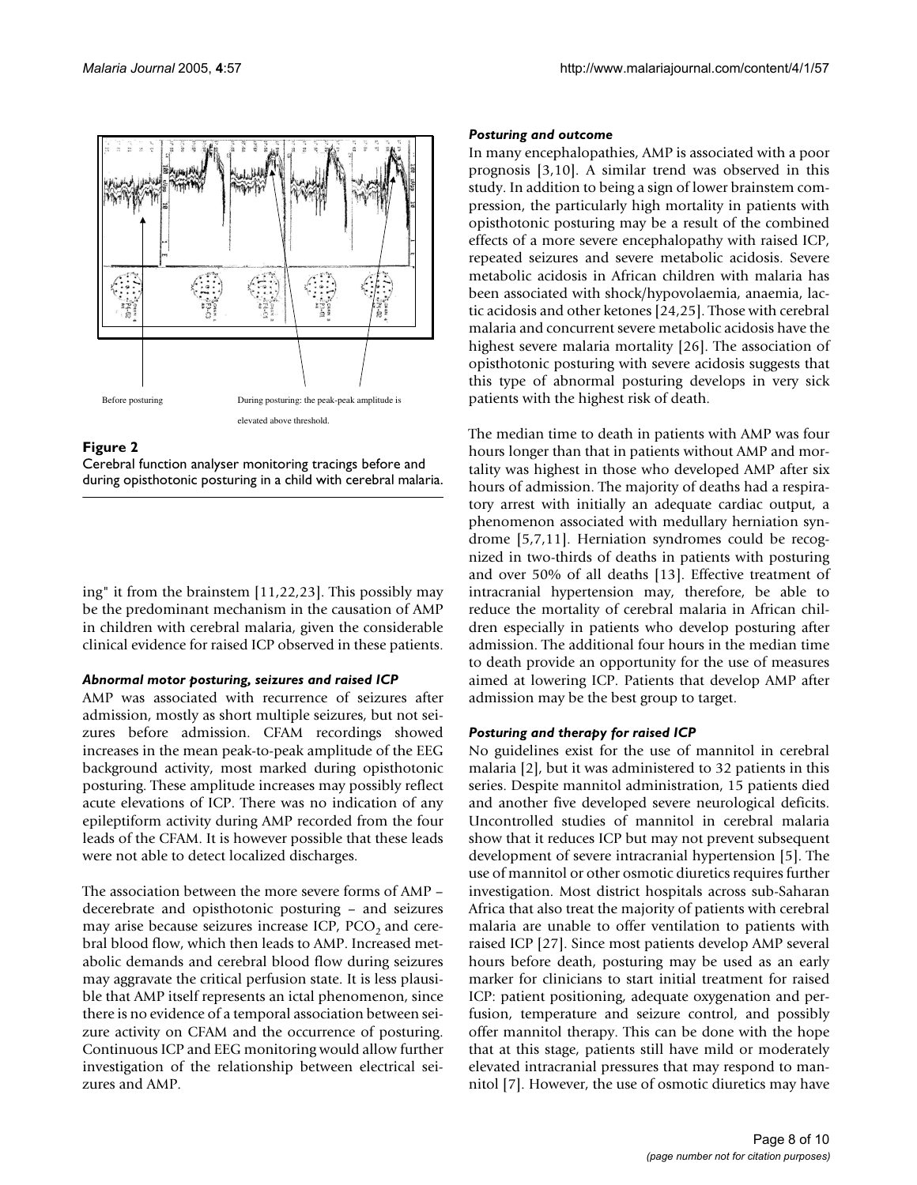Before posturing

During posturing: the peak-peak amplitude is elevated above threshold.

**Figure 2**
Cerebral function analyser monitoring tracings before and during opisthotonic posturing in a child with cerebral malaria.

ing" it from the brainstem [11,22,23]. This possibly may be the predominant mechanism in the causation of AMP in children with cerebral malaria, given the considerable clinical evidence for raised ICP observed in these patients.

### *Abnormal motor posturing, seizures and raised ICP*

AMP was associated with recurrence of seizures after admission, mostly as short multiple seizures, but not seizures before admission. CFAM recordings showed increases in the mean peak-to-peak amplitude of the EEG background activity, most marked during opisthotonic posturing. These amplitude increases may possibly reflect acute elevations of ICP. There was no indication of any epileptiform activity during AMP recorded from the four leads of the CFAM. It is however possible that these leads were not able to detect localized discharges.

The association between the more severe forms of AMP – decerebrate and opisthotonic posturing – and seizures may arise because seizures increase ICP, $PCO_2$ and cerebral blood flow, which then leads to AMP. Increased metabolic demands and cerebral blood flow during seizures may aggravate the critical perfusion state. It is less plausible that AMP itself represents an ictal phenomenon, since there is no evidence of a temporal association between seizure activity on CFAM and the occurrence of posturing. Continuous ICP and EEG monitoring would allow further investigation of the relationship between electrical seizures and AMP.

### *Posturing and outcome*

In many encephalopathies, AMP is associated with a poor prognosis [3,10]. A similar trend was observed in this study. In addition to being a sign of lower brainstem compression, the particularly high mortality in patients with opisthotonic posturing may be a result of the combined effects of a more severe encephalopathy with raised ICP, repeated seizures and severe metabolic acidosis. Severe metabolic acidosis in African children with malaria has been associated with shock/hypovolaemia, anaemia, lactic acidosis and other ketones [24,25]. Those with cerebral malaria and concurrent severe metabolic acidosis have the highest severe malaria mortality [26]. The association of opisthotonic posturing with severe acidosis suggests that this type of abnormal posturing develops in very sick patients with the highest risk of death.

The median time to death in patients with AMP was four hours longer than that in patients without AMP and mortality was highest in those who developed AMP after six hours of admission. The majority of deaths had a respiratory arrest with initially an adequate cardiac output, a phenomenon associated with medullary herniation syndrome [5,7,11]. Herniation syndromes could be recognized in two-thirds of deaths in patients with posturing and over 50% of all deaths [13]. Effective treatment of intracranial hypertension may, therefore, be able to reduce the mortality of cerebral malaria in African children especially in patients who develop posturing after admission. The additional four hours in the median time to death provide an opportunity for the use of measures aimed at lowering ICP. Patients that develop AMP after admission may be the best group to target.

### *Posturing and therapy for raised ICP*

No guidelines exist for the use of mannitol in cerebral malaria [2], but it was administered to 32 patients in this series. Despite mannitol administration, 15 patients died and another five developed severe neurological deficits. Uncontrolled studies of mannitol in cerebral malaria show that it reduces ICP but may not prevent subsequent development of severe intracranial hypertension [5]. The use of mannitol or other osmotic diuretics requires further investigation. Most district hospitals across sub-Saharan Africa that also treat the majority of patients with cerebral malaria are unable to offer ventilation to patients with raised ICP [27]. Since most patients develop AMP several hours before death, posturing may be used as an early marker for clinicians to start initial treatment for raised ICP: patient positioning, adequate oxygenation and perfusion, temperature and seizure control, and possibly offer mannitol therapy. This can be done with the hope that at this stage, patients still have mild or moderately elevated intracranial pressures that may respond to mannitol [7]. However, the use of osmotic diuretics may have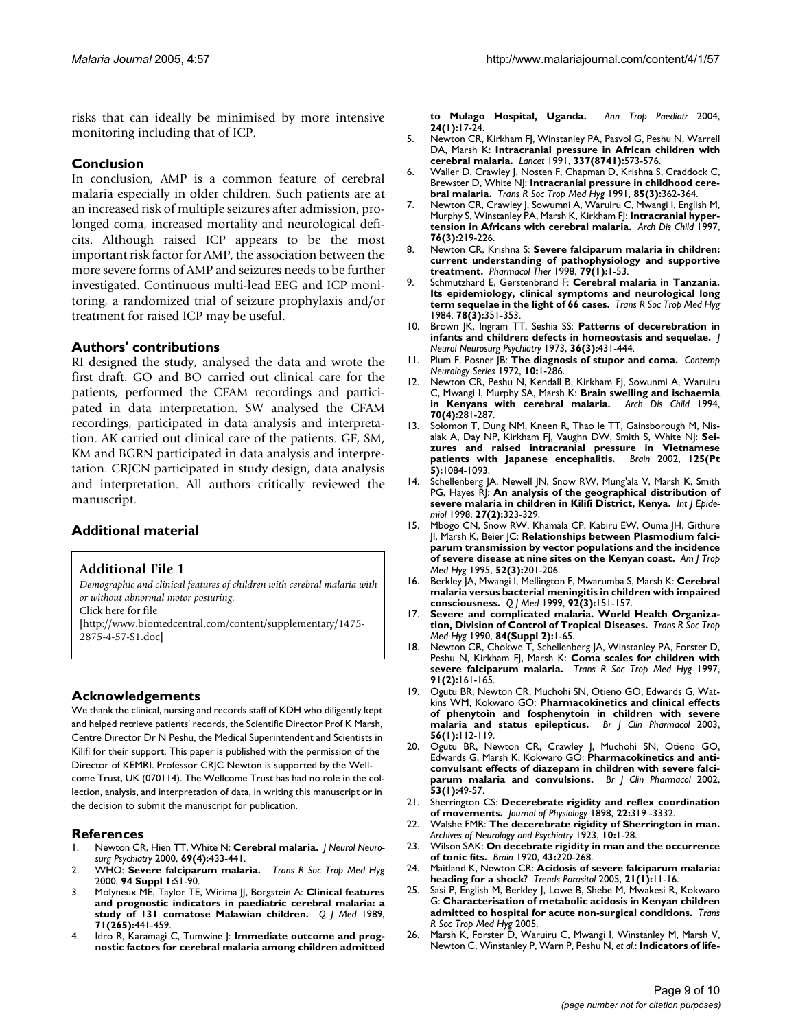risks that can ideally be minimised by more intensive monitoring including that of ICP.

## Conclusion

In conclusion, AMP is a common feature of cerebral malaria especially in older children. Such patients are at an increased risk of multiple seizures after admission, prolonged coma, increased mortality and neurological deficits. Although raised ICP appears to be the most important risk factor for AMP, the association between the more severe forms of AMP and seizures needs to be further investigated. Continuous multi-lead EEG and ICP monitoring, a randomized trial of seizure prophylaxis and/or treatment for raised ICP may be useful.

## Authors' contributions

RI designed the study, analysed the data and wrote the first draft. GO and BO carried out clinical care for the patients, performed the CFAM recordings and participated in data interpretation. SW analysed the CFAM recordings, participated in data analysis and interpretation. AK carried out clinical care of the patients. GF, SM, KM and BGRN participated in data analysis and interpretation. CRJCN participated in study design, data analysis and interpretation. All authors critically reviewed the manuscript.

## Additional material

**Additional File 1**

*Demographic and clinical features of children with cerebral malaria with or without abnormal motor posturing.*

Click here for file

[http://www.biomedcentral.com/content/supplementary/1475-2875-4-57-S1.doc]

## Acknowledgements

We thank the clinical, nursing and records staff of KDH who diligently kept and helped retrieve patients' records, the Scientific Director Prof K Marsh, Centre Director Dr N Peshu, the Medical Superintendent and Scientists in Kilifi for their support. This paper is published with the permission of the Director of KEMRI. Professor CRJC Newton is supported by the Wellcome Trust, UK (070114). The Wellcome Trust has had no role in the collection, analysis, and interpretation of data, in writing this manuscript or in the decision to submit the manuscript for publication.

## References

1. Newton CR, Hien TT, White N: **Cerebral malaria.** *J Neurol Neurosurg Psychiatry* 2000, **69(4):**433-441.
2. WHO: **Severe falciparum malaria.** *Trans R Soc Trop Med Hyg* 2000, **94 Suppl 1:**S1-90.
3. Molyneux ME, Taylor TE, Wirima JJ, Borgstein A: **Clinical features and prognostic indicators in paediatric cerebral malaria: a study of 131 comatose Malawian children.** *Q J Med* 1989, **71(265):**441-459.
4. Idro R, Karamagi C, Tumwine J: **Immediate outcome and prognostic factors for cerebral malaria among children admitted to Mulago Hospital, Uganda.** *Ann Trop Paediatr* 2004, **24(1):**17-24.
5. Newton CR, Kirkham FJ, Winstanley PA, Pasvol G, Peshu N, Warrell DA, Marsh K: **Intracranial pressure in African children with cerebral malaria.** *Lancet* 1991, **337(8741):**573-576.
6. Waller D, Crawley J, Nosten F, Chapman D, Krishna S, Craddock C, Brewster D, White NJ: **Intracranial pressure in childhood cerebral malaria.** *Trans R Soc Trop Med Hyg* 1991, **85(3):**362-364.
7. Newton CR, Crawley J, Sowumni A, Waruiru C, Mwangi I, English M, Murphy S, Winstanley PA, Marsh K, Kirkham FJ: **Intracranial hypertension in Africans with cerebral malaria.** *Arch Dis Child* 1997, **76(3):**219-226.
8. Newton CR, Krishna S: **Severe falciparum malaria in children: current understanding of pathophysiology and supportive treatment.** *Pharmacol Ther* 1998, **79(1):**1-53.
9. Schmutzhard E, Gerstenbrand F: **Cerebral malaria in Tanzania. Its epidemiology, clinical symptoms and neurological long term sequelae in the light of 66 cases.** *Trans R Soc Trop Med Hyg* 1984, **78(3):**351-353.
10. Brown JK, Ingram TT, Seshia SS: **Patterns of decerebration in infants and children: defects in homeostasis and sequelae.** *J Neurol Neurosurg Psychiatry* 1973, **36(3):**431-444.
11. Plum F, Posner JB: **The diagnosis of stupor and coma.** *Contemp Neurology Series* 1972, **10:**1-286.
12. Newton CR, Peshu N, Kendall B, Kirkham FJ, Sowunmi A, Waruiru C, Mwangi I, Murphy SA, Marsh K: **Brain swelling and ischaemia in Kenyans with cerebral malaria.** *Arch Dis Child* 1994, **70(4):**281-287.
13. Solomon T, Dung NM, Kneen R, Thao le TT, Gainsborough M, Nisalak A, Day NP, Kirkham FJ, Vaughn DW, Smith S, White NJ: **Seizures and raised intracranial pressure in Vietnamese patients with Japanese encephalitis.** *Brain* 2002, **125(Pt 5):**1084-1093.
14. Schellenberg JA, Newell JN, Snow RW, Mung'ala V, Marsh K, Smith PG, Hayes RJ: **An analysis of the geographical distribution of severe malaria in children in Kilifi District, Kenya.** *Int J Epidemiol* 1998, **27(2):**323-329.
15. Mbogo CN, Snow RW, Khamala CP, Kabiru EW, Ouma JH, Githure JI, Marsh K, Beier JC: **Relationships between Plasmodium falciparum transmission by vector populations and the incidence of severe disease at nine sites on the Kenyan coast.** *Am J Trop Med Hyg* 1995, **52(3):**201-206.
16. Berkley JA, Mwangi I, Mellington F, Mwarumba S, Marsh K: **Cerebral malaria versus bacterial meningitis in children with impaired consciousness.** *Q J Med* 1999, **92(3):**151-157.
17. **Severe and complicated malaria. World Health Organization, Division of Control of Tropical Diseases.** *Trans R Soc Trop Med Hyg* 1990, **84(Suppl 2):**1-65.
18. Newton CR, Chokwe T, Schellenberg JA, Winstanley PA, Forster D, Peshu N, Kirkham FJ, Marsh K: **Coma scales for children with severe falciparum malaria.** *Trans R Soc Trop Med Hyg* 1997, **91(2):**161-165.
19. Ogutu BR, Newton CR, Muchohi SN, Otieno GO, Edwards G, Watkins WM, Kokwaro GO: **Pharmacokinetics and clinical effects of phenytoin and fosphenytoin in children with severe malaria and status epilepticus.** *Br J Clin Pharmacol* 2003, **56(1):**112-119.
20. Ogutu BR, Newton CR, Crawley J, Muchohi SN, Otieno GO, Edwards G, Marsh K, Kokwaro GO: **Pharmacokinetics and anticonvulsant effects of diazepam in children with severe falciparum malaria and convulsions.** *Br J Clin Pharmacol* 2002, **53(1):**49-57.
21. Sherrington CS: **Decerebrate rigidity and reflex coordination of movements.** *Journal of Physiology* 1898, **22:**319 -3332.
22. Walshe FMR: **The decerebrate rigidity of Sherrington in man.** *Archives of Neurology and Psychiatry* 1923, **10:**1-28.
23. Wilson SAK: **On decerebrate rigidity in man and the occurrence of tonic fits.** *Brain* 1920, **43:**220-268.
24. Maitland K, Newton CR: **Acidosis of severe falciparum malaria: heading for a shock?** *Trends Parasitol* 2005, **21(1):**11-16.
25. Sasi P, English M, Berkley J, Lowe B, Shebe M, Mwakesi R, Kokwaro G: **Characterisation of metabolic acidosis in Kenyan children admitted to hospital for acute non-surgical conditions.** *Trans R Soc Trop Med Hyg* 2005.
26. Marsh K, Forster D, Waruiru C, Mwangi I, Winstanley M, Marsh V, Newton C, Winstanley P, Warn P, Peshu N, *et al.*: **Indicators of life-**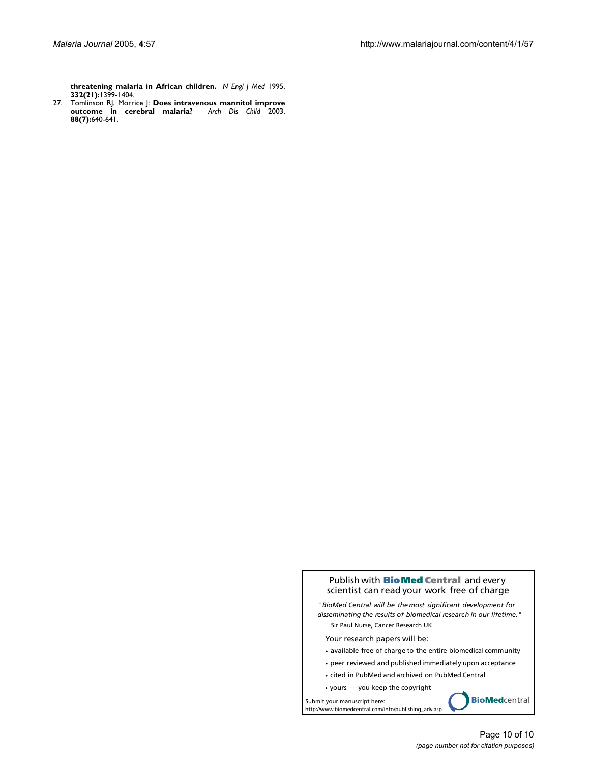**threatening malaria in African children.** *N Engl J Med* 1995, **332(21):**1399-1404.

27. Tomlinson RJ, Morrice J: **Does intravenous mannitol improve outcome in cerebral malaria?** *Arch Dis Child* 2003, **88(7):**640-641.

Publish with **BioMed Central** and every scientist can read your work free of charge

*"BioMed Central will be the most significant development for disseminating the results of biomedical research in our lifetime."*

Sir Paul Nurse, Cancer Research UK

Your research papers will be:

- available free of charge to the entire biomedical community
- peer reviewed and published immediately upon acceptance
- cited in PubMed and archived on PubMed Central
- yours — you keep the copyright

Submit your manuscript here:
http://www.biomedcentral.com/info/publishing_adv.asp

**BioMed**central